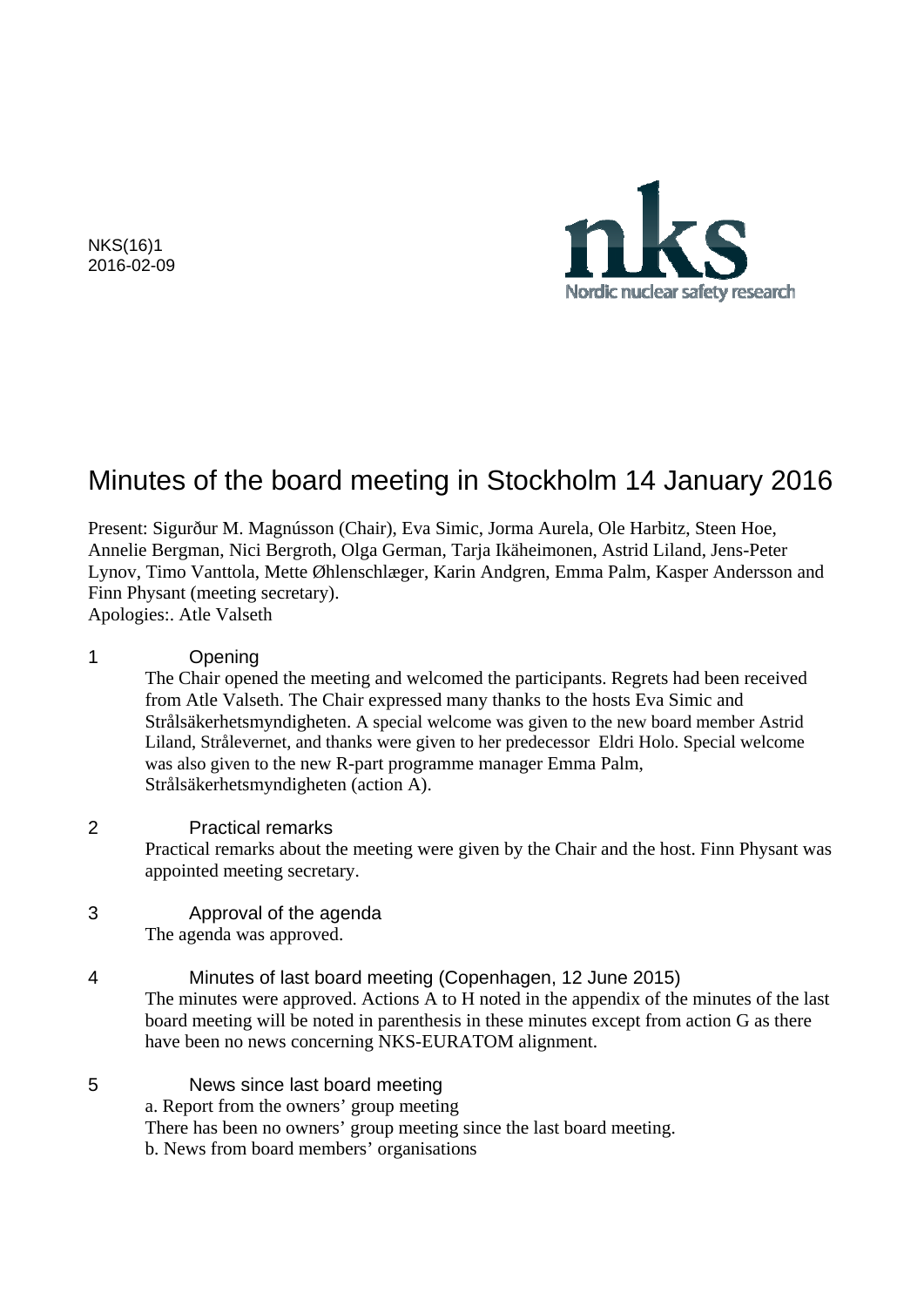NKS(16)1
2016-02-09

nks
Nordic nuclear safety research

# Minutes of the board meeting in Stockholm 14 January 2016

Present: Sigurður M. Magnússon (Chair), Eva Simic, Jorma Aurela, Ole Harbitz, Steen Hoe, Annelie Bergman, Nici Bergroth, Olga German, Tarja Ikäheimonen, Astrid Liland, Jens-Peter Lynov, Timo Vanttola, Mette Øhlenschlæger, Karin Andgren, Emma Palm, Kasper Andersson and Finn Physant (meeting secretary).
Apologies:. Atle Valseth

## 1 Opening

The Chair opened the meeting and welcomed the participants. Regrets had been received from Atle Valseth. The Chair expressed many thanks to the hosts Eva Simic and Strålsäkerhetsmyndigheten. A special welcome was given to the new board member Astrid Liland, Strålevernet, and thanks were given to her predecessor Eldri Holo. Special welcome was also given to the new R-part programme manager Emma Palm, Strålsäkerhetsmyndigheten (action A).

## 2 Practical remarks

Practical remarks about the meeting were given by the Chair and the host. Finn Physant was appointed meeting secretary.

## 3 Approval of the agenda

The agenda was approved.

## 4 Minutes of last board meeting (Copenhagen, 12 June 2015)

The minutes were approved. Actions A to H noted in the appendix of the minutes of the last board meeting will be noted in parenthesis in these minutes except from action G as there have been no news concerning NKS-EURATOM alignment.

## 5 News since last board meeting

a. Report from the owners' group meeting
There has been no owners' group meeting since the last board meeting.
b. News from board members' organisations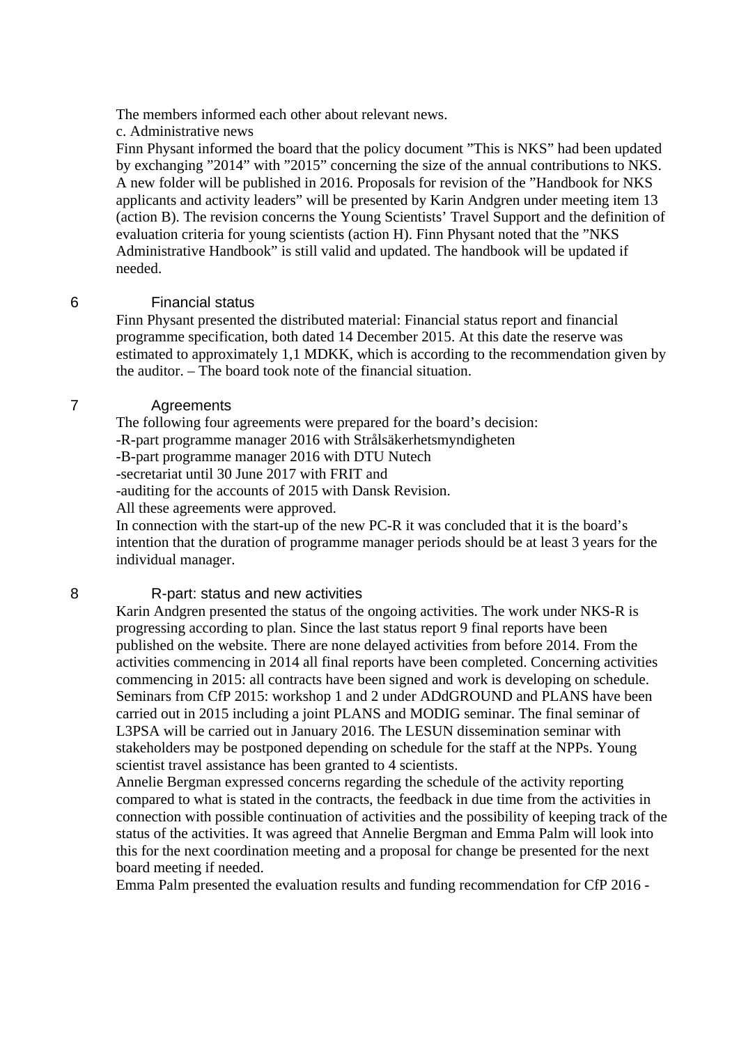The members informed each other about relevant news.

c. Administrative news

Finn Physant informed the board that the policy document ”This is NKS” had been updated by exchanging ”2014” with ”2015” concerning the size of the annual contributions to NKS. A new folder will be published in 2016. Proposals for revision of the ”Handbook for NKS applicants and activity leaders” will be presented by Karin Andgren under meeting item 13 (action B). The revision concerns the Young Scientists' Travel Support and the definition of evaluation criteria for young scientists (action H). Finn Physant noted that the ”NKS Administrative Handbook” is still valid and updated. The handbook will be updated if needed.

## 6 Financial status

Finn Physant presented the distributed material: Financial status report and financial programme specification, both dated 14 December 2015. At this date the reserve was estimated to approximately 1,1 MDKK, which is according to the recommendation given by the auditor. – The board took note of the financial situation.

## 7 Agreements

The following four agreements were prepared for the board's decision:

-R-part programme manager 2016 with Strålsäkerhetsmyndigheten

-B-part programme manager 2016 with DTU Nutech

-secretariat until 30 June 2017 with FRIT and

-auditing for the accounts of 2015 with Dansk Revision.

All these agreements were approved.

In connection with the start-up of the new PC-R it was concluded that it is the board's intention that the duration of programme manager periods should be at least 3 years for the individual manager.

## 8 R-part: status and new activities

Karin Andgren presented the status of the ongoing activities. The work under NKS-R is progressing according to plan. Since the last status report 9 final reports have been published on the website. There are none delayed activities from before 2014. From the activities commencing in 2014 all final reports have been completed. Concerning activities commencing in 2015: all contracts have been signed and work is developing on schedule. Seminars from CfP 2015: workshop 1 and 2 under ADdGROUND and PLANS have been carried out in 2015 including a joint PLANS and MODIG seminar. The final seminar of L3PSA will be carried out in January 2016. The LESUN dissemination seminar with stakeholders may be postponed depending on schedule for the staff at the NPPs. Young scientist travel assistance has been granted to 4 scientists.

Annelie Bergman expressed concerns regarding the schedule of the activity reporting compared to what is stated in the contracts, the feedback in due time from the activities in connection with possible continuation of activities and the possibility of keeping track of the status of the activities. It was agreed that Annelie Bergman and Emma Palm will look into this for the next coordination meeting and a proposal for change be presented for the next board meeting if needed.

Emma Palm presented the evaluation results and funding recommendation for CfP 2016 -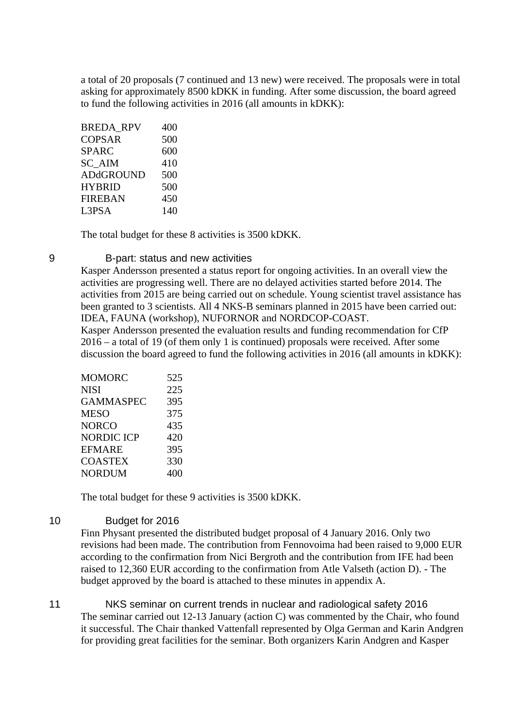a total of 20 proposals (7 continued and 13 new) were received. The proposals were in total asking for approximately 8500 kDKK in funding. After some discussion, the board agreed to fund the following activities in 2016 (all amounts in kDKK):

| | |
|---|---|
| BREDA_RPV | 400 |
| COPSAR | 500 |
| SPARC | 600 |
| SC_AIM | 410 |
| ADdGROUND | 500 |
| HYBRID | 500 |
| FIREBAN | 450 |
| L3PSA | 140 |

The total budget for these 8 activities is 3500 kDKK.

## 9 B-part: status and new activities

Kasper Andersson presented a status report for ongoing activities. In an overall view the activities are progressing well. There are no delayed activities started before 2014. The activities from 2015 are being carried out on schedule. Young scientist travel assistance has been granted to 3 scientists. All 4 NKS-B seminars planned in 2015 have been carried out: IDEA, FAUNA (workshop), NUFORNOR and NORDCOP-COAST.
Kasper Andersson presented the evaluation results and funding recommendation for CfP 2016 – a total of 19 (of them only 1 is continued) proposals were received. After some discussion the board agreed to fund the following activities in 2016 (all amounts in kDKK):

| | |
|---|---|
| MOMORC | 525 |
| NISI | 225 |
| GAMMASPEC | 395 |
| MESO | 375 |
| NORCO | 435 |
| NORDIC ICP | 420 |
| EFMARE | 395 |
| COASTEX | 330 |
| NORDUM | 400 |

The total budget for these 9 activities is 3500 kDKK.

## 10 Budget for 2016

Finn Physant presented the distributed budget proposal of 4 January 2016. Only two revisions had been made. The contribution from Fennovoima had been raised to 9,000 EUR according to the confirmation from Nici Bergroth and the contribution from IFE had been raised to 12,360 EUR according to the confirmation from Atle Valseth (action D). - The budget approved by the board is attached to these minutes in appendix A.

## 11 NKS seminar on current trends in nuclear and radiological safety 2016

The seminar carried out 12-13 January (action C) was commented by the Chair, who found it successful. The Chair thanked Vattenfall represented by Olga German and Karin Andgren for providing great facilities for the seminar. Both organizers Karin Andgren and Kasper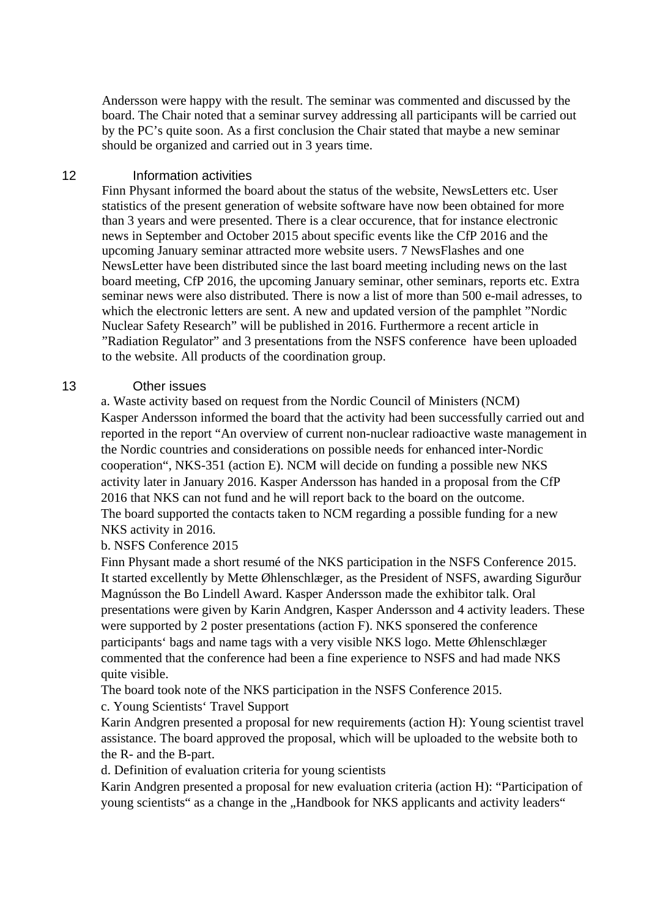Andersson were happy with the result. The seminar was commented and discussed by the board. The Chair noted that a seminar survey addressing all participants will be carried out by the PC's quite soon. As a first conclusion the Chair stated that maybe a new seminar should be organized and carried out in 3 years time.

## 12 Information activities

Finn Physant informed the board about the status of the website, NewsLetters etc. User statistics of the present generation of website software have now been obtained for more than 3 years and were presented. There is a clear occurence, that for instance electronic news in September and October 2015 about specific events like the CfP 2016 and the upcoming January seminar attracted more website users. 7 NewsFlashes and one NewsLetter have been distributed since the last board meeting including news on the last board meeting, CfP 2016, the upcoming January seminar, other seminars, reports etc. Extra seminar news were also distributed. There is now a list of more than 500 e-mail adresses, to which the electronic letters are sent. A new and updated version of the pamphlet "Nordic Nuclear Safety Research" will be published in 2016. Furthermore a recent article in "Radiation Regulator" and 3 presentations from the NSFS conference have been uploaded to the website. All products of the coordination group.

## 13 Other issues

a. Waste activity based on request from the Nordic Council of Ministers (NCM)
Kasper Andersson informed the board that the activity had been successfully carried out and reported in the report "An overview of current non-nuclear radioactive waste management in the Nordic countries and considerations on possible needs for enhanced inter-Nordic cooperation", NKS-351 (action E). NCM will decide on funding a possible new NKS activity later in January 2016. Kasper Andersson has handed in a proposal from the CfP 2016 that NKS can not fund and he will report back to the board on the outcome.
The board supported the contacts taken to NCM regarding a possible funding for a new NKS activity in 2016.

b. NSFS Conference 2015
Finn Physant made a short resumé of the NKS participation in the NSFS Conference 2015. It started excellently by Mette Øhlenschlæger, as the President of NSFS, awarding Sigurður Magnússon the Bo Lindell Award. Kasper Andersson made the exhibitor talk. Oral presentations were given by Karin Andgren, Kasper Andersson and 4 activity leaders. These were supported by 2 poster presentations (action F). NKS sponsered the conference participants' bags and name tags with a very visible NKS logo. Mette Øhlenschlæger commented that the conference had been a fine experience to NSFS and had made NKS quite visible.
The board took note of the NKS participation in the NSFS Conference 2015.

c. Young Scientists' Travel Support
Karin Andgren presented a proposal for new requirements (action H): Young scientist travel assistance. The board approved the proposal, which will be uploaded to the website both to the R- and the B-part.

d. Definition of evaluation criteria for young scientists
Karin Andgren presented a proposal for new evaluation criteria (action H): "Participation of young scientists" as a change in the „Handbook for NKS applicants and activity leaders"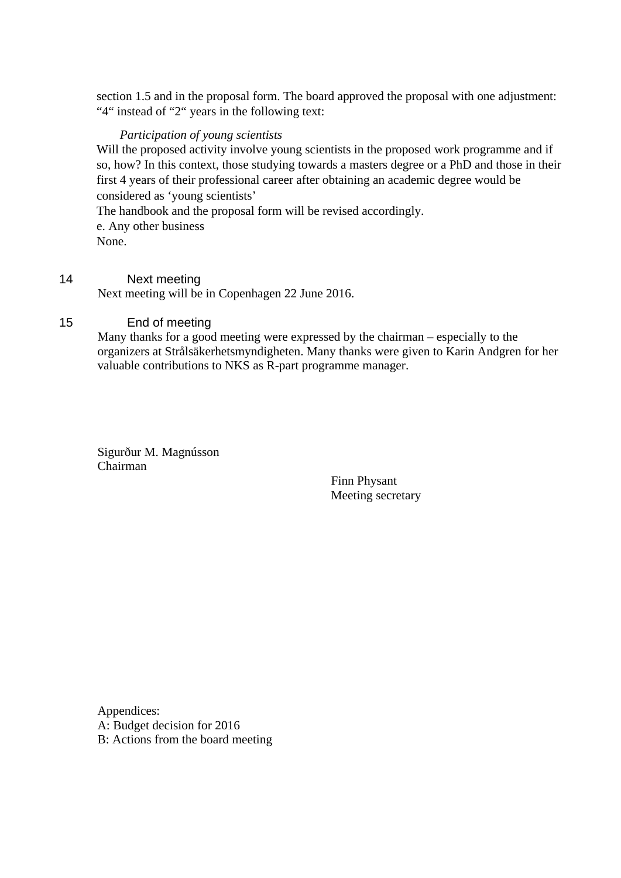section 1.5 and in the proposal form. The board approved the proposal with one adjustment: “4“ instead of “2“ years in the following text:

*Participation of young scientists*

Will the proposed activity involve young scientists in the proposed work programme and if so, how? In this context, those studying towards a masters degree or a PhD and those in their first 4 years of their professional career after obtaining an academic degree would be considered as ‘young scientists’

The handbook and the proposal form will be revised accordingly.

e. Any other business

None.

## 14 Next meeting

Next meeting will be in Copenhagen 22 June 2016.

## 15 End of meeting

Many thanks for a good meeting were expressed by the chairman – especially to the organizers at Strålsäkerhetsmyndigheten. Many thanks were given to Karin Andgren for her valuable contributions to NKS as R-part programme manager.

Sigurður M. Magnússon
Chairman

Finn Physant
Meeting secretary

Appendices:
A: Budget decision for 2016
B: Actions from the board meeting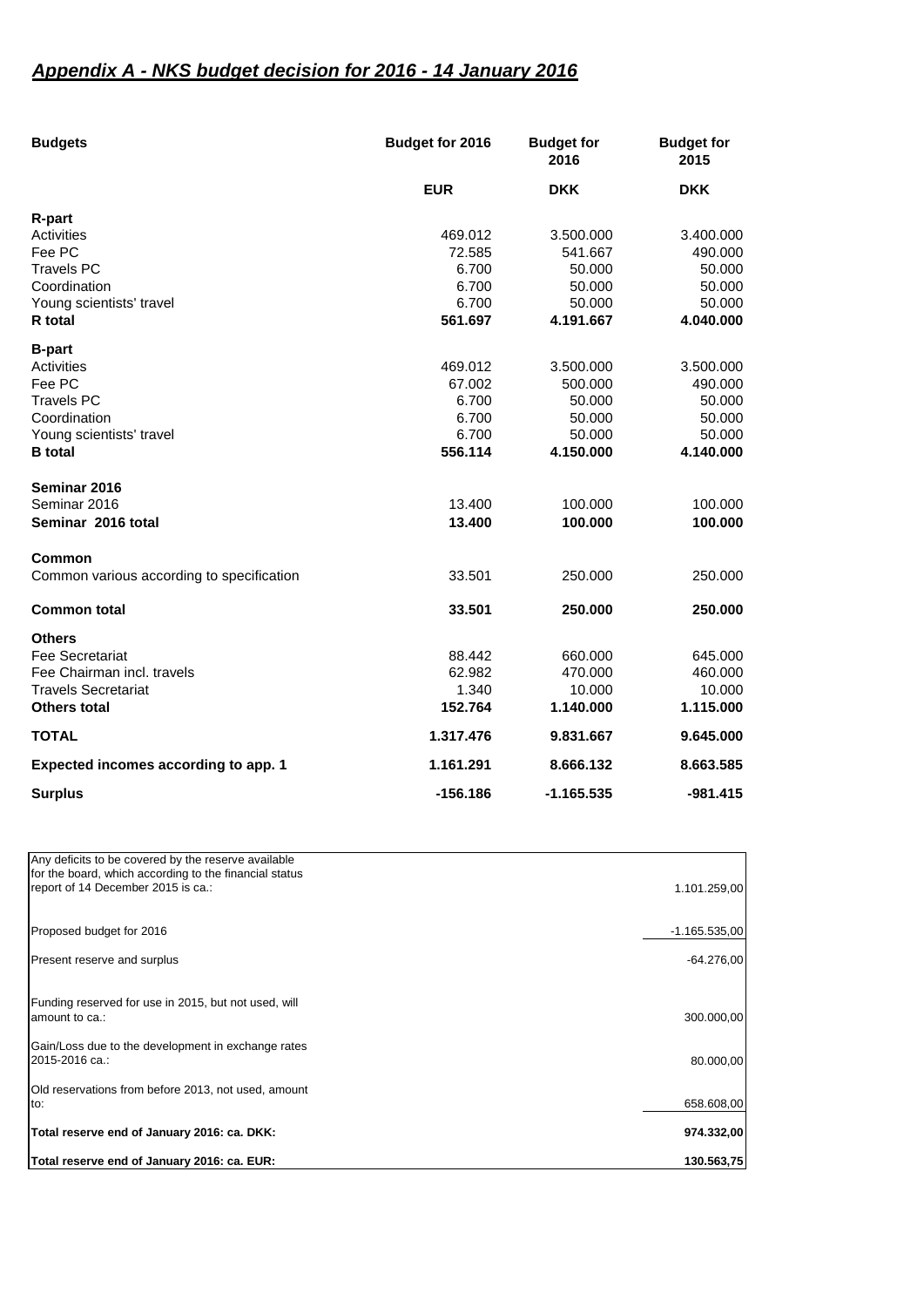## ***Appendix A - NKS budget decision for 2016 - 14 January 2016***

| Budgets | Budget for 2016 | Budget for 2016 | Budget for 2015 |
|---|---|---|---|
| | **EUR** | **DKK** | **DKK** |
| **R-part** | | | |
| Activities | 469.012 | 3.500.000 | 3.400.000 |
| Fee PC | 72.585 | 541.667 | 490.000 |
| Travels PC | 6.700 | 50.000 | 50.000 |
| Coordination | 6.700 | 50.000 | 50.000 |
| Young scientists' travel | 6.700 | 50.000 | 50.000 |
| **R total** | **561.697** | **4.191.667** | **4.040.000** |
| **B-part** | | | |
| Activities | 469.012 | 3.500.000 | 3.500.000 |
| Fee PC | 67.002 | 500.000 | 490.000 |
| Travels PC | 6.700 | 50.000 | 50.000 |
| Coordination | 6.700 | 50.000 | 50.000 |
| Young scientists' travel | 6.700 | 50.000 | 50.000 |
| **B total** | **556.114** | **4.150.000** | **4.140.000** |
| **Seminar 2016** | | | |
| Seminar 2016 | 13.400 | 100.000 | 100.000 |
| **Seminar 2016 total** | **13.400** | **100.000** | **100.000** |
| **Common** | | | |
| Common various according to specification | 33.501 | 250.000 | 250.000 |
| **Common total** | **33.501** | **250.000** | **250.000** |
| **Others** | | | |
| Fee Secretariat | 88.442 | 660.000 | 645.000 |
| Fee Chairman incl. travels | 62.982 | 470.000 | 460.000 |
| Travels Secretariat | 1.340 | 10.000 | 10.000 |
| **Others total** | **152.764** | **1.140.000** | **1.115.000** |
| **TOTAL** | **1.317.476** | **9.831.667** | **9.645.000** |
| **Expected incomes according to app. 1** | **1.161.291** | **8.666.132** | **8.663.585** |
| **Surplus** | **-156.186** | **-1.165.535** | **-981.415** |

| | |
|---|---|
| Any deficits to be covered by the reserve available for the board, which according to the financial status report of 14 December 2015 is ca.: | 1.101.259,00 |
| Proposed budget for 2016 | -1.165.535,00 |
| Present reserve and surplus | -64.276,00 |
| Funding reserved for use in 2015, but not used, will amount to ca.: | 300.000,00 |
| Gain/Loss due to the development in exchange rates 2015-2016 ca.: | 80.000,00 |
| Old reservations from before 2013, not used, amount to: | 658.608,00 |
| **Total reserve end of January 2016: ca. DKK:** | **974.332,00** |
| **Total reserve end of January 2016: ca. EUR:** | **130.563,75** |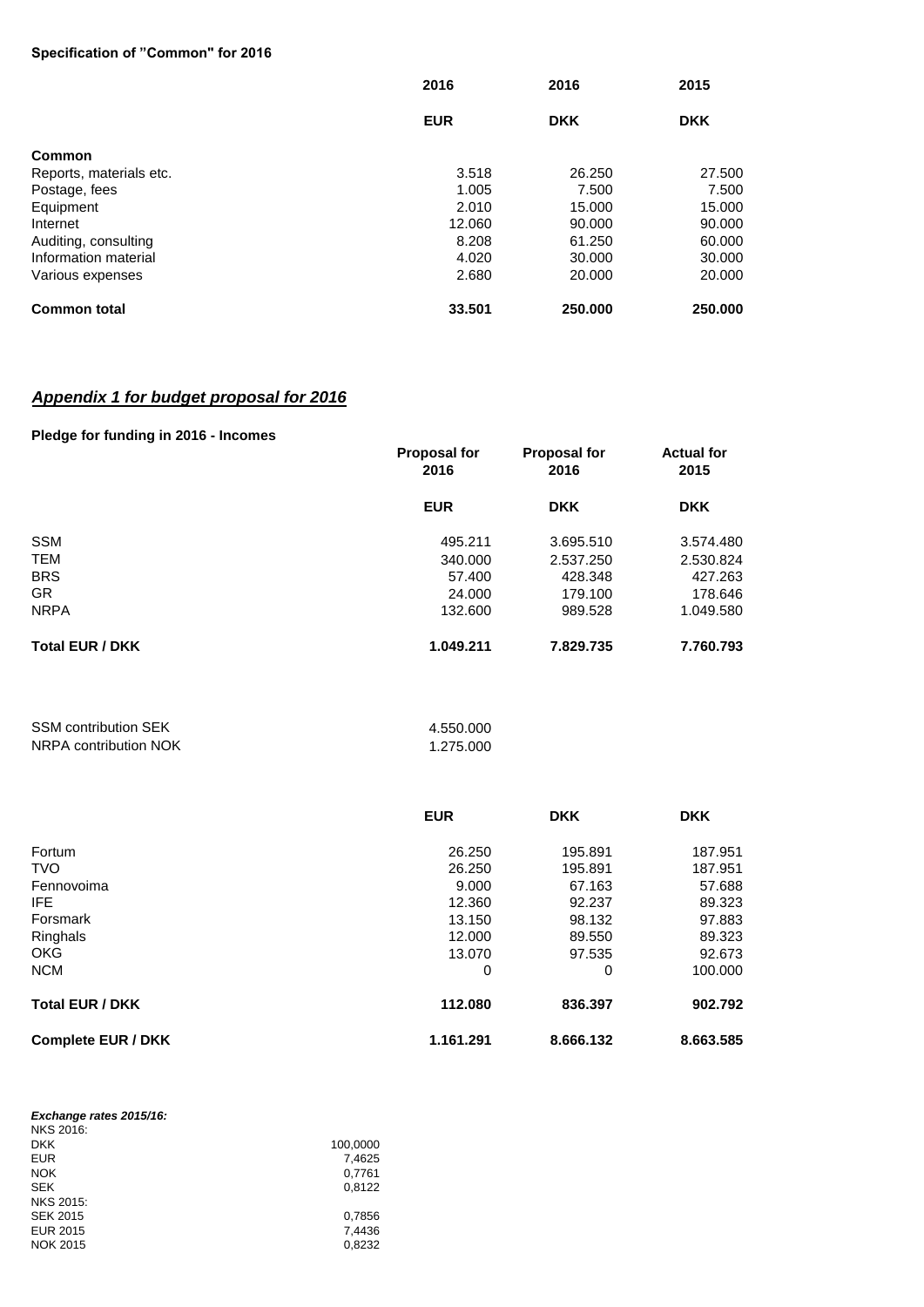**Specification of "Common" for 2016**

| | 2016 | 2016 | 2015 |
|---|---|---|---|
| | **EUR** | **DKK** | **DKK** |
| **Common** | | | |
| Reports, materials etc. | 3.518 | 26.250 | 27.500 |
| Postage, fees | 1.005 | 7.500 | 7.500 |
| Equipment | 2.010 | 15.000 | 15.000 |
| Internet | 12.060 | 90.000 | 90.000 |
| Auditing, consulting | 8.208 | 61.250 | 60.000 |
| Information material | 4.020 | 30.000 | 30.000 |
| Various expenses | 2.680 | 20.000 | 20.000 |
| **Common total** | **33.501** | **250.000** | **250.000** |

## ***Appendix 1 for budget proposal for 2016***

**Pledge for funding in 2016 - Incomes**

| | Proposal for 2016 | Proposal for 2016 | Actual for 2015 |
|---|---|---|---|
| | **EUR** | **DKK** | **DKK** |
| SSM | 495.211 | 3.695.510 | 3.574.480 |
| TEM | 340.000 | 2.537.250 | 2.530.824 |
| BRS | 57.400 | 428.348 | 427.263 |
| GR | 24.000 | 179.100 | 178.646 |
| NRPA | 132.600 | 989.528 | 1.049.580 |
| **Total EUR / DKK** | **1.049.211** | **7.829.735** | **7.760.793** |

| | |
|---|---|
| SSM contribution SEK | 4.550.000 |
| NRPA contribution NOK | 1.275.000 |

| | **EUR** | **DKK** | **DKK** |
|---|---|---|---|
| Fortum | 26.250 | 195.891 | 187.951 |
| TVO | 26.250 | 195.891 | 187.951 |
| Fennovoima | 9.000 | 67.163 | 57.688 |
| IFE | 12.360 | 92.237 | 89.323 |
| Forsmark | 13.150 | 98.132 | 97.883 |
| Ringhals | 12.000 | 89.550 | 89.323 |
| OKG | 13.070 | 97.535 | 92.673 |
| NCM | 0 | 0 | 100.000 |
| **Total EUR / DKK** | **112.080** | **836.397** | **902.792** |
| **Complete EUR / DKK** | **1.161.291** | **8.666.132** | **8.663.585** |

***Exchange rates 2015/16:***

| | |
|---|---|
| NKS 2016: | |
| DKK | 100,0000 |
| EUR | 7,4625 |
| NOK | 0,7761 |
| SEK | 0,8122 |
| NKS 2015: | |
| SEK 2015 | 0,7856 |
| EUR 2015 | 7,4436 |
| NOK 2015 | 0,8232 |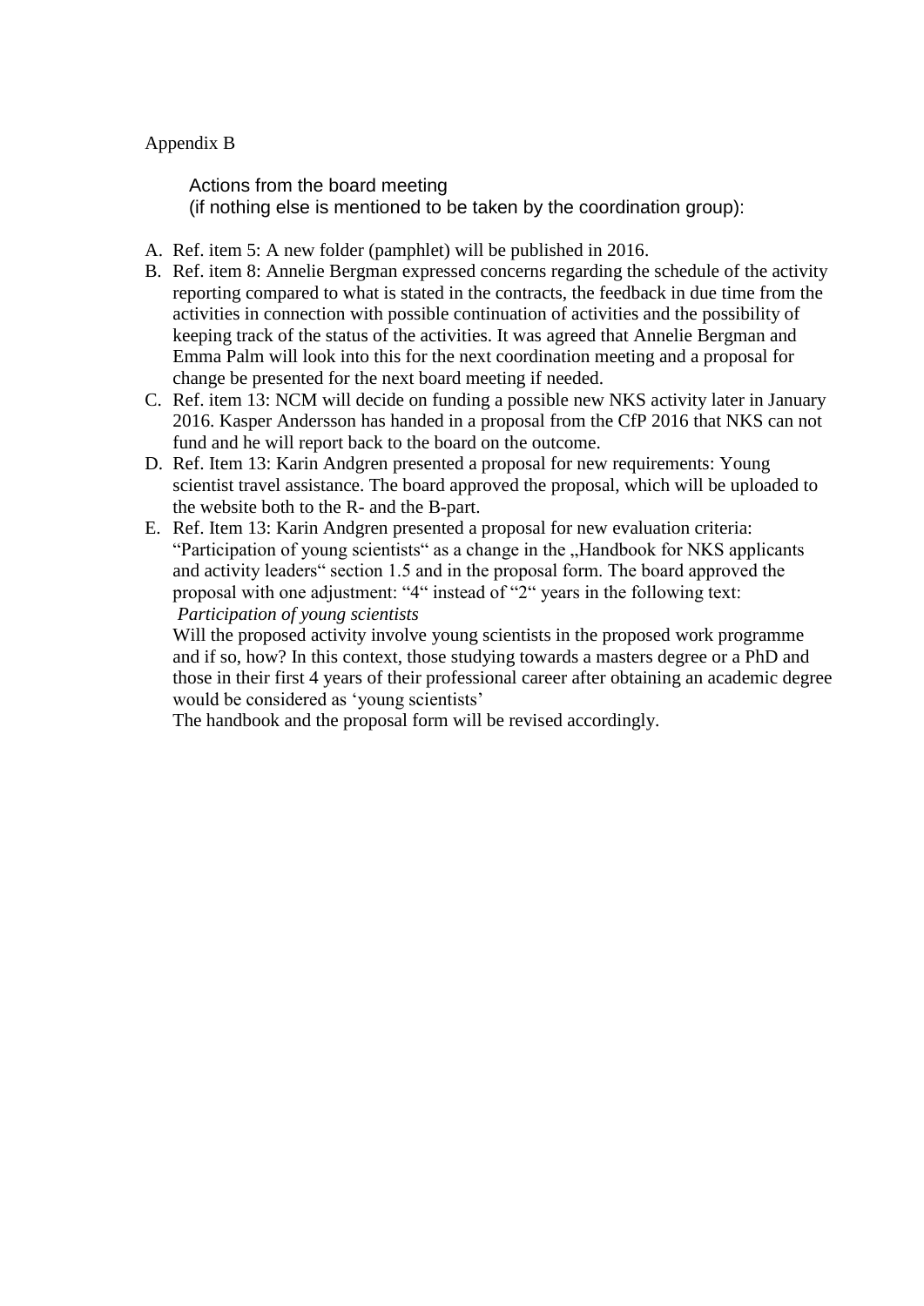Appendix B

Actions from the board meeting
(if nothing else is mentioned to be taken by the coordination group):

A. Ref. item 5: A new folder (pamphlet) will be published in 2016.
B. Ref. item 8: Annelie Bergman expressed concerns regarding the schedule of the activity reporting compared to what is stated in the contracts, the feedback in due time from the activities in connection with possible continuation of activities and the possibility of keeping track of the status of the activities. It was agreed that Annelie Bergman and Emma Palm will look into this for the next coordination meeting and a proposal for change be presented for the next board meeting if needed.
C. Ref. item 13: NCM will decide on funding a possible new NKS activity later in January 2016. Kasper Andersson has handed in a proposal from the CfP 2016 that NKS can not fund and he will report back to the board on the outcome.
D. Ref. Item 13: Karin Andgren presented a proposal for new requirements: Young scientist travel assistance. The board approved the proposal, which will be uploaded to the website both to the R- and the B-part.
E. Ref. Item 13: Karin Andgren presented a proposal for new evaluation criteria: "Participation of young scientists" as a change in the „Handbook for NKS applicants and activity leaders" section 1.5 and in the proposal form. The board approved the proposal with one adjustment: "4" instead of "2" years in the following text:
   *Participation of young scientists*
   Will the proposed activity involve young scientists in the proposed work programme and if so, how? In this context, those studying towards a masters degree or a PhD and those in their first 4 years of their professional career after obtaining an academic degree would be considered as 'young scientists'
   The handbook and the proposal form will be revised accordingly.